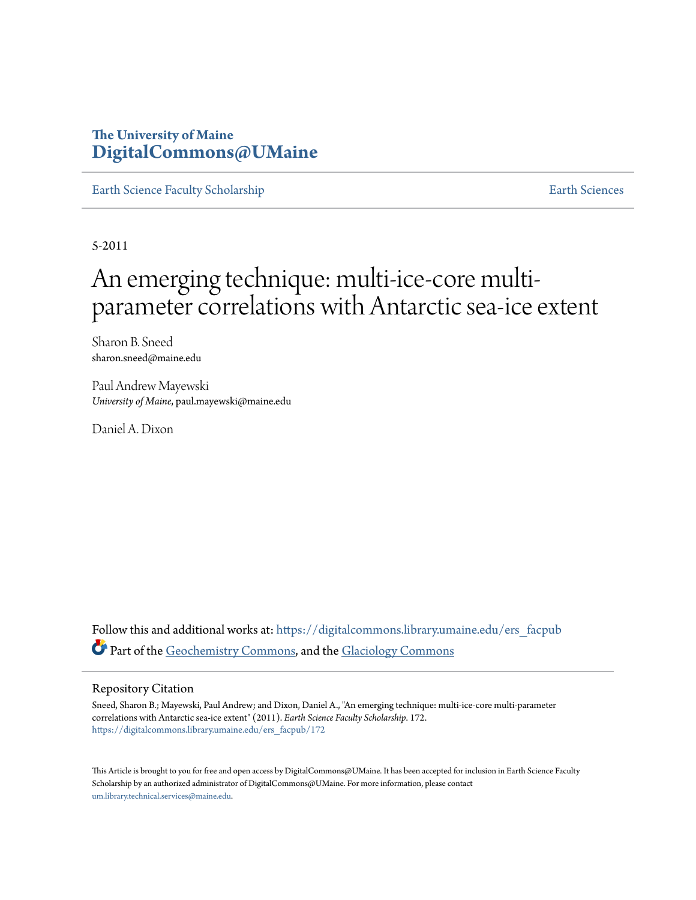**The University of Maine**
**DigitalCommons@UMaine**

Earth Science Faculty Scholarship | Earth Sciences

5-2011

# An emerging technique: multi-ice-core multi-parameter correlations with Antarctic sea-ice extent

Sharon B. Sneed
sharon.sneed@maine.edu

Paul Andrew Mayewski
*University of Maine*, paul.mayewski@maine.edu

Daniel A. Dixon

Follow this and additional works at: https://digitalcommons.library.umaine.edu/ers_facpub

Part of the Geochemistry Commons, and the Glaciology Commons

## Repository Citation

Sneed, Sharon B.; Mayewski, Paul Andrew; and Dixon, Daniel A., "An emerging technique: multi-ice-core multi-parameter correlations with Antarctic sea-ice extent" (2011). *Earth Science Faculty Scholarship*. 172.
https://digitalcommons.library.umaine.edu/ers_facpub/172

This Article is brought to you for free and open access by DigitalCommons@UMaine. It has been accepted for inclusion in Earth Science Faculty Scholarship by an authorized administrator of DigitalCommons@UMaine. For more information, please contact um.library.technical.services@maine.edu.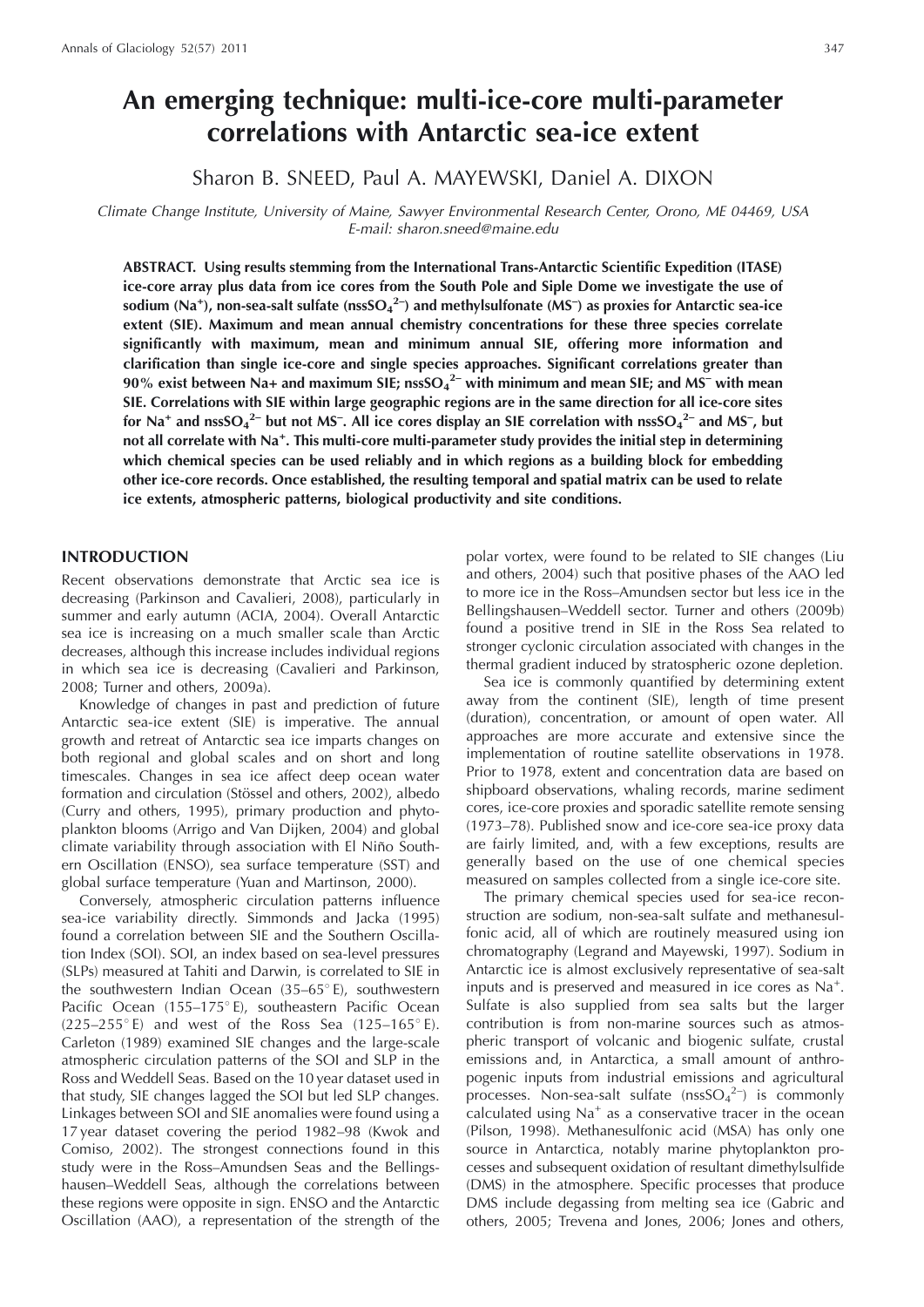# An emerging technique: multi-ice-core multi-parameter correlations with Antarctic sea-ice extent

Sharon B. SNEED, Paul A. MAYEWSKI, Daniel A. DIXON

*Climate Change Institute, University of Maine, Sawyer Environmental Research Center, Orono, ME 04469, USA*
*E-mail: sharon.sneed@maine.edu*

**ABSTRACT. Using results stemming from the International Trans-Antarctic Scientific Expedition (ITASE) ice-core array plus data from ice cores from the South Pole and Siple Dome we investigate the use of sodium ($Na^+$), non-sea-salt sulfate ($nssSO_4^{2-}$) and methylsulfonate ($MS^-$) as proxies for Antarctic sea-ice extent (SIE). Maximum and mean annual chemistry concentrations for these three species correlate significantly with maximum, mean and minimum annual SIE, offering more information and clarification than single ice-core and single species approaches. Significant correlations greater than 90% exist between Na+ and maximum SIE; $nssSO_4^{2-}$ with minimum and mean SIE; and $MS^-$ with mean SIE. Correlations with SIE within large geographic regions are in the same direction for all ice-core sites for $Na^+$ and $nssSO_4^{2-}$ but not $MS^-$. All ice cores display an SIE correlation with $nssSO_4^{2-}$ and $MS^-$, but not all correlate with $Na^+$. This multi-core multi-parameter study provides the initial step in determining which chemical species can be used reliably and in which regions as a building block for embedding other ice-core records. Once established, the resulting temporal and spatial matrix can be used to relate ice extents, atmospheric patterns, biological productivity and site conditions.**

## INTRODUCTION

Recent observations demonstrate that Arctic sea ice is decreasing (Parkinson and Cavalieri, 2008), particularly in summer and early autumn (ACIA, 2004). Overall Antarctic sea ice is increasing on a much smaller scale than Arctic decreases, although this increase includes individual regions in which sea ice is decreasing (Cavalieri and Parkinson, 2008; Turner and others, 2009a).

Knowledge of changes in past and prediction of future Antarctic sea-ice extent (SIE) is imperative. The annual growth and retreat of Antarctic sea ice imparts changes on both regional and global scales and on short and long timescales. Changes in sea ice affect deep ocean water formation and circulation (Stössel and others, 2002), albedo (Curry and others, 1995), primary production and phytoplankton blooms (Arrigo and Van Dijken, 2004) and global climate variability through association with El Niño Southern Oscillation (ENSO), sea surface temperature (SST) and global surface temperature (Yuan and Martinson, 2000).

Conversely, atmospheric circulation patterns influence sea-ice variability directly. Simmonds and Jacka (1995) found a correlation between SIE and the Southern Oscillation Index (SOI). SOI, an index based on sea-level pressures (SLPs) measured at Tahiti and Darwin, is correlated to SIE in the southwestern Indian Ocean (35–65° E), southwestern Pacific Ocean (155–175° E), southeastern Pacific Ocean (225–255° E) and west of the Ross Sea (125–165° E). Carleton (1989) examined SIE changes and the large-scale atmospheric circulation patterns of the SOI and SLP in the Ross and Weddell Seas. Based on the 10 year dataset used in that study, SIE changes lagged the SOI but led SLP changes. Linkages between SOI and SIE anomalies were found using a 17 year dataset covering the period 1982–98 (Kwok and Comiso, 2002). The strongest connections found in this study were in the Ross–Amundsen Seas and the Bellingshausen–Weddell Seas, although the correlations between these regions were opposite in sign. ENSO and the Antarctic Oscillation (AAO), a representation of the strength of the polar vortex, were found to be related to SIE changes (Liu and others, 2004) such that positive phases of the AAO led to more ice in the Ross–Amundsen sector but less ice in the Bellingshausen–Weddell sector. Turner and others (2009b) found a positive trend in SIE in the Ross Sea related to stronger cyclonic circulation associated with changes in the thermal gradient induced by stratospheric ozone depletion.

Sea ice is commonly quantified by determining extent away from the continent (SIE), length of time present (duration), concentration, or amount of open water. All approaches are more accurate and extensive since the implementation of routine satellite observations in 1978. Prior to 1978, extent and concentration data are based on shipboard observations, whaling records, marine sediment cores, ice-core proxies and sporadic satellite remote sensing (1973–78). Published snow and ice-core sea-ice proxy data are fairly limited, and, with a few exceptions, results are generally based on the use of one chemical species measured on samples collected from a single ice-core site.

The primary chemical species used for sea-ice reconstruction are sodium, non-sea-salt sulfate and methanesulfonic acid, all of which are routinely measured using ion chromatography (Legrand and Mayewski, 1997). Sodium in Antarctic ice is almost exclusively representative of sea-salt inputs and is preserved and measured in ice cores as $Na^+$. Sulfate is also supplied from sea salts but the larger contribution is from non-marine sources such as atmospheric transport of volcanic and biogenic sulfate, crustal emissions and, in Antarctica, a small amount of anthropogenic inputs from industrial emissions and agricultural processes. Non-sea-salt sulfate ($nssSO_4^{2-}$) is commonly calculated using $Na^+$ as a conservative tracer in the ocean (Pilson, 1998). Methanesulfonic acid (MSA) has only one source in Antarctica, notably marine phytoplankton processes and subsequent oxidation of resultant dimethylsulfide (DMS) in the atmosphere. Specific processes that produce DMS include degassing from melting sea ice (Gabric and others, 2005; Trevena and Jones, 2006; Jones and others,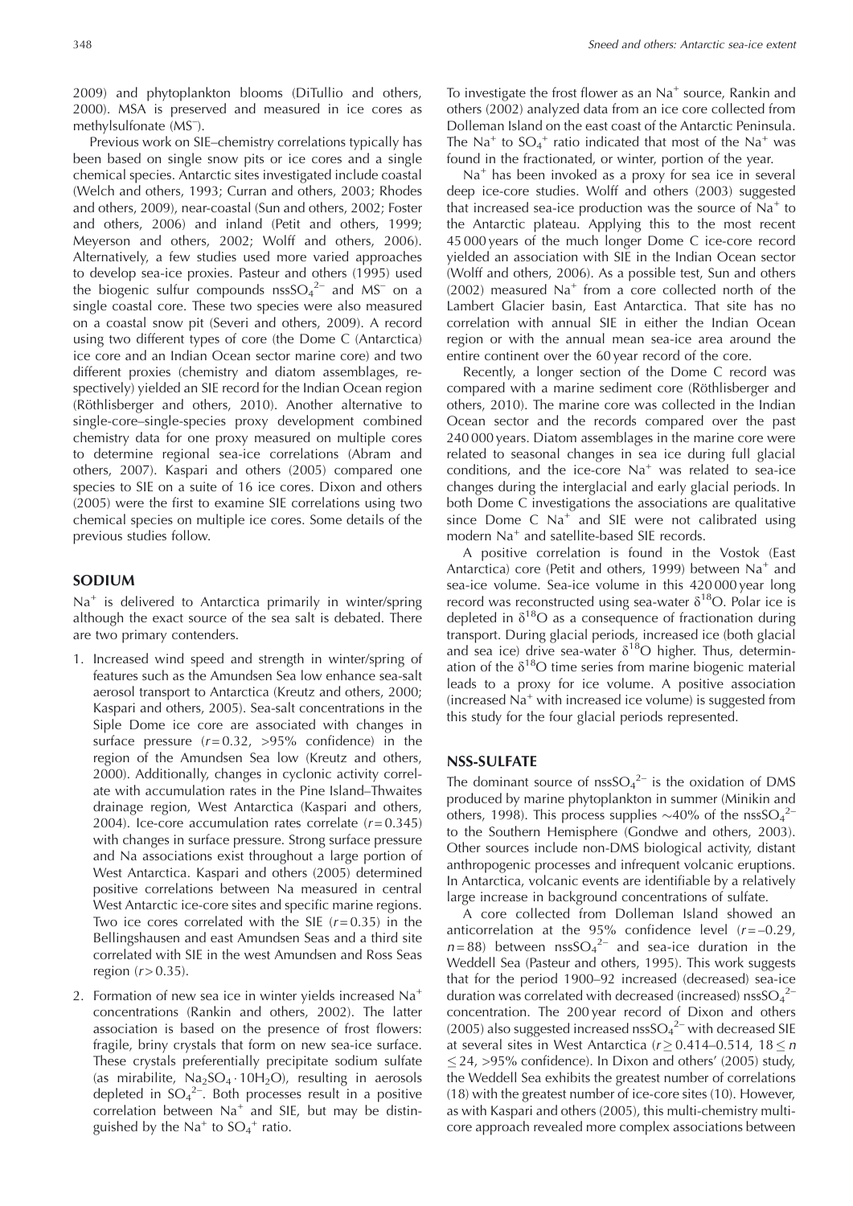2009) and phytoplankton blooms (DiTullio and others, 2000). MSA is preserved and measured in ice cores as methylsulfonate ($MS^-$).

Previous work on SIE–chemistry correlations typically has been based on single snow pits or ice cores and a single chemical species. Antarctic sites investigated include coastal (Welch and others, 1993; Curran and others, 2003; Rhodes and others, 2009), near-coastal (Sun and others, 2002; Foster and others, 2006) and inland (Petit and others, 1999; Meyerson and others, 2002; Wolff and others, 2006). Alternatively, a few studies used more varied approaches to develop sea-ice proxies. Pasteur and others (1995) used the biogenic sulfur compounds $nssSO_4^{2-}$ and $MS^-$ on a single coastal core. These two species were also measured on a coastal snow pit (Severi and others, 2009). A record using two different types of core (the Dome C (Antarctica) ice core and an Indian Ocean sector marine core) and two different proxies (chemistry and diatom assemblages, respectively) yielded an SIE record for the Indian Ocean region (Röthlisberger and others, 2010). Another alternative to single-core–single-species proxy development combined chemistry data for one proxy measured on multiple cores to determine regional sea-ice correlations (Abram and others, 2007). Kaspari and others (2005) compared one species to SIE on a suite of 16 ice cores. Dixon and others (2005) were the first to examine SIE correlations using two chemical species on multiple ice cores. Some details of the previous studies follow.

## SODIUM

$Na^+$ is delivered to Antarctica primarily in winter/spring although the exact source of the sea salt is debated. There are two primary contenders.

1. Increased wind speed and strength in winter/spring of features such as the Amundsen Sea low enhance sea-salt aerosol transport to Antarctica (Kreutz and others, 2000; Kaspari and others, 2005). Sea-salt concentrations in the Siple Dome ice core are associated with changes in surface pressure ($r = 0.32$, >95% confidence) in the region of the Amundsen Sea low (Kreutz and others, 2000). Additionally, changes in cyclonic activity correlate with accumulation rates in the Pine Island–Thwaites drainage region, West Antarctica (Kaspari and others, 2004). Ice-core accumulation rates correlate ($r = 0.345$) with changes in surface pressure. Strong surface pressure and Na associations exist throughout a large portion of West Antarctica. Kaspari and others (2005) determined positive correlations between Na measured in central West Antarctic ice-core sites and specific marine regions. Two ice cores correlated with the SIE ($r = 0.35$) in the Bellingshausen and east Amundsen Seas and a third site correlated with SIE in the west Amundsen and Ross Seas region ($r > 0.35$).

2. Formation of new sea ice in winter yields increased $Na^+$ concentrations (Rankin and others, 2002). The latter association is based on the presence of frost flowers: fragile, briny crystals that form on new sea-ice surface. These crystals preferentially precipitate sodium sulfate (as mirabilite, $Na_2SO_4 \cdot 10H_2O$), resulting in aerosols depleted in $SO_4^{2-}$. Both processes result in a positive correlation between $Na^+$ and SIE, but may be distinguished by the $Na^+$ to $SO_4^+$ ratio.

To investigate the frost flower as an $Na^+$ source, Rankin and others (2002) analyzed data from an ice core collected from Dolleman Island on the east coast of the Antarctic Peninsula. The $Na^+$ to $SO_4^+$ ratio indicated that most of the $Na^+$ was found in the fractionated, or winter, portion of the year.

$Na^+$ has been invoked as a proxy for sea ice in several deep ice-core studies. Wolff and others (2003) suggested that increased sea-ice production was the source of $Na^+$ to the Antarctic plateau. Applying this to the most recent 45 000 years of the much longer Dome C ice-core record yielded an association with SIE in the Indian Ocean sector (Wolff and others, 2006). As a possible test, Sun and others (2002) measured $Na^+$ from a core collected north of the Lambert Glacier basin, East Antarctica. That site has no correlation with annual SIE in either the Indian Ocean region or with the annual mean sea-ice area around the entire continent over the 60 year record of the core.

Recently, a longer section of the Dome C record was compared with a marine sediment core (Röthlisberger and others, 2010). The marine core was collected in the Indian Ocean sector and the records compared over the past 240 000 years. Diatom assemblages in the marine core were related to seasonal changes in sea ice during full glacial conditions, and the ice-core $Na^+$ was related to sea-ice changes during the interglacial and early glacial periods. In both Dome C investigations the associations are qualitative since Dome C $Na^+$ and SIE were not calibrated using modern $Na^+$ and satellite-based SIE records.

A positive correlation is found in the Vostok (East Antarctica) core (Petit and others, 1999) between $Na^+$ and sea-ice volume. Sea-ice volume in this 420 000 year long record was reconstructed using sea-water $\delta^{18}O$. Polar ice is depleted in $\delta^{18}O$ as a consequence of fractionation during transport. During glacial periods, increased ice (both glacial and sea ice) drive sea-water $\delta^{18}O$ higher. Thus, determination of the $\delta^{18}O$ time series from marine biogenic material leads to a proxy for ice volume. A positive association (increased $Na^+$ with increased ice volume) is suggested from this study for the four glacial periods represented.

## NSS-SULFATE

The dominant source of $nssSO_4^{2-}$ is the oxidation of DMS produced by marine phytoplankton in summer (Minikin and others, 1998). This process supplies ~40% of the $nssSO_4^{2-}$ to the Southern Hemisphere (Gondwe and others, 2003). Other sources include non-DMS biological activity, distant anthropogenic processes and infrequent volcanic eruptions. In Antarctica, volcanic events are identifiable by a relatively large increase in background concentrations of sulfate.

A core collected from Dolleman Island showed an anticorrelation at the 95% confidence level ($r = -0.29$, $n = 88$) between $nssSO_4^{2-}$ and sea-ice duration in the Weddell Sea (Pasteur and others, 1995). This work suggests that for the period 1900–92 increased (decreased) sea-ice duration was correlated with decreased (increased) $nssSO_4^{2-}$ concentration. The 200 year record of Dixon and others (2005) also suggested increased $nssSO_4^{2-}$ with decreased SIE at several sites in West Antarctica ($r \geq 0.414$–$0.514$, $18 \leq n \leq 24$, >95% confidence). In Dixon and others' (2005) study, the Weddell Sea exhibits the greatest number of correlations (18) with the greatest number of ice-core sites (10). However, as with Kaspari and others (2005), this multi-chemistry multi-core approach revealed more complex associations between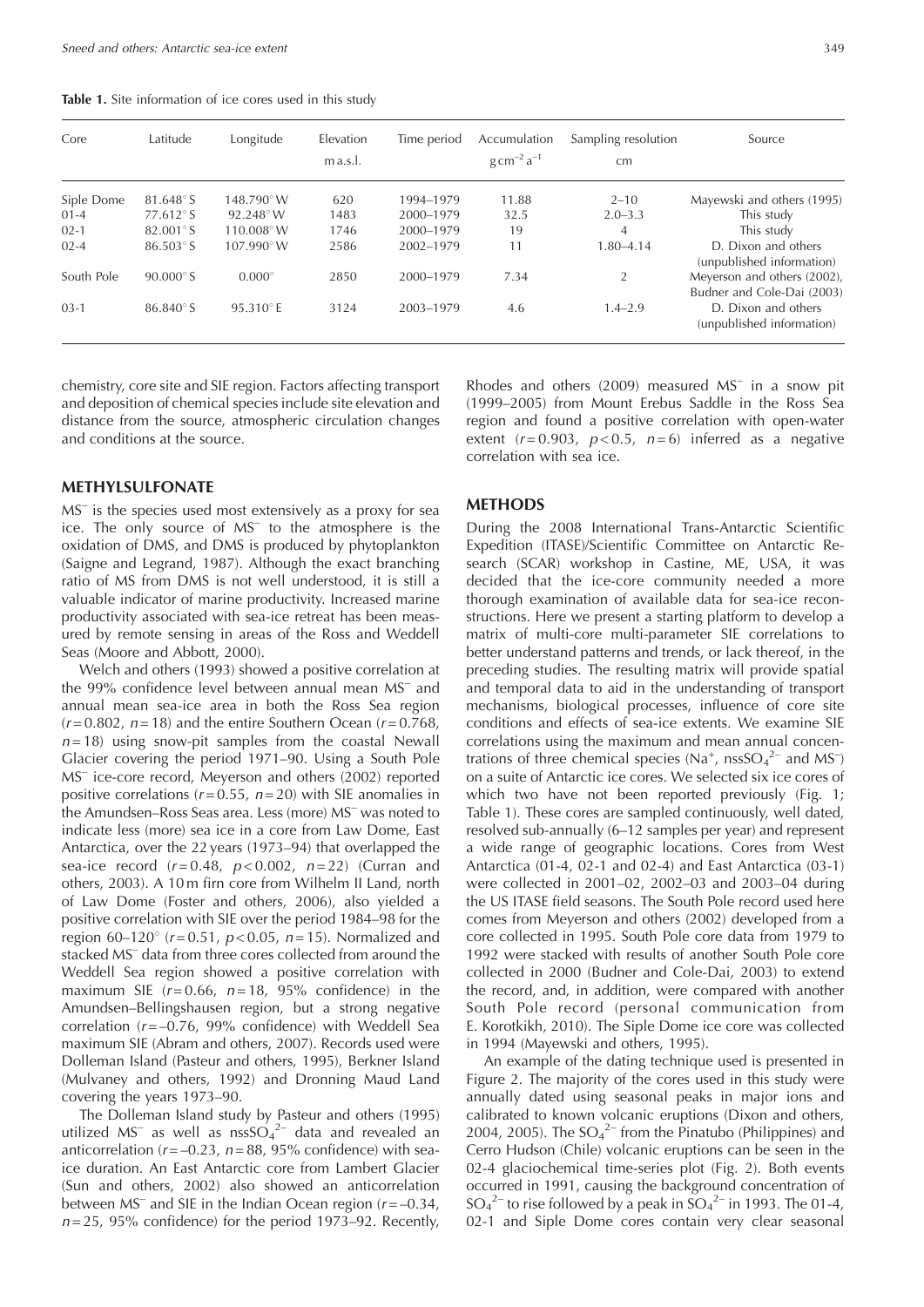**Table 1.** Site information of ice cores used in this study

| Core | Latitude | Longitude | Elevation m a.s.l. | Time period | Accumulation $g\,cm^{-2}\,a^{-1}$ | Sampling resolution cm | Source |
|---|---|---|---|---|---|---|---|
| Siple Dome | 81.648° S | 148.790° W | 620 | 1994–1979 | 11.88 | 2–10 | Mayewski and others (1995) |
| 01-4 | 77.612° S | 92.248° W | 1483 | 2000–1979 | 32.5 | 2.0–3.3 | This study |
| 02-1 | 82.001° S | 110.008° W | 1746 | 2000–1979 | 19 | 4 | This study |
| 02-4 | 86.503° S | 107.990° W | 2586 | 2002–1979 | 11 | 1.80–4.14 | D. Dixon and others (unpublished information) |
| South Pole | 90.000° S | 0.000° | 2850 | 2000–1979 | 7.34 | 2 | Meyerson and others (2002), Budner and Cole-Dai (2003) |
| 03-1 | 86.840° S | 95.310° E | 3124 | 2003–1979 | 4.6 | 1.4–2.9 | D. Dixon and others (unpublished information) |

chemistry, core site and SIE region. Factors affecting transport and deposition of chemical species include site elevation and distance from the source, atmospheric circulation changes and conditions at the source.

## METHYLSULFONATE

$MS^-$ is the species used most extensively as a proxy for sea ice. The only source of $MS^-$ to the atmosphere is the oxidation of DMS, and DMS is produced by phytoplankton (Saigne and Legrand, 1987). Although the exact branching ratio of MS from DMS is not well understood, it is still a valuable indicator of marine productivity. Increased marine productivity associated with sea-ice retreat has been measured by remote sensing in areas of the Ross and Weddell Seas (Moore and Abbott, 2000).

Welch and others (1993) showed a positive correlation at the 99% confidence level between annual mean $MS^-$ and annual mean sea-ice area in both the Ross Sea region ($r = 0.802$, $n = 18$) and the entire Southern Ocean ($r = 0.768$, $n = 18$) using snow-pit samples from the coastal Newall Glacier covering the period 1971–90. Using a South Pole $MS^-$ ice-core record, Meyerson and others (2002) reported positive correlations ($r = 0.55$, $n = 20$) with SIE anomalies in the Amundsen–Ross Seas area. Less (more) $MS^-$ was noted to indicate less (more) sea ice in a core from Law Dome, East Antarctica, over the 22 years (1973–94) that overlapped the sea-ice record ($r = 0.48$, $p < 0.002$, $n = 22$) (Curran and others, 2003). A 10 m firn core from Wilhelm II Land, north of Law Dome (Foster and others, 2006), also yielded a positive correlation with SIE over the period 1984–98 for the region 60–120° ($r = 0.51$, $p < 0.05$, $n = 15$). Normalized and stacked $MS^-$ data from three cores collected from around the Weddell Sea region showed a positive correlation with maximum SIE ($r = 0.66$, $n = 18$, 95% confidence) in the Amundsen–Bellingshausen region, but a strong negative correlation ($r = -0.76$, 99% confidence) with Weddell Sea maximum SIE (Abram and others, 2007). Records used were Dolleman Island (Pasteur and others, 1995), Berkner Island (Mulvaney and others, 1992) and Dronning Maud Land covering the years 1973–90.

The Dolleman Island study by Pasteur and others (1995) utilized $MS^-$ as well as $nssSO_4^{2-}$ data and revealed an anticorrelation ($r = -0.23$, $n = 88$, 95% confidence) with sea-ice duration. An East Antarctic core from Lambert Glacier (Sun and others, 2002) also showed an anticorrelation between $MS^-$ and SIE in the Indian Ocean region ($r = -0.34$, $n = 25$, 95% confidence) for the period 1973–92. Recently, Rhodes and others (2009) measured $MS^-$ in a snow pit (1999–2005) from Mount Erebus Saddle in the Ross Sea region and found a positive correlation with open-water extent ($r = 0.903$, $p < 0.5$, $n = 6$) inferred as a negative correlation with sea ice.

## METHODS

During the 2008 International Trans-Antarctic Scientific Expedition (ITASE)/Scientific Committee on Antarctic Research (SCAR) workshop in Castine, ME, USA, it was decided that the ice-core community needed a more thorough examination of available data for sea-ice reconstructions. Here we present a starting platform to develop a matrix of multi-core multi-parameter SIE correlations to better understand patterns and trends, or lack thereof, in the preceding studies. The resulting matrix will provide spatial and temporal data to aid in the understanding of transport mechanisms, biological processes, influence of core site conditions and effects of sea-ice extents. We examine SIE correlations using the maximum and mean annual concentrations of three chemical species ($Na^+$, $nssSO_4^{2-}$ and $MS^-$) on a suite of Antarctic ice cores. We selected six ice cores of which two have not been reported previously (Fig. 1; Table 1). These cores are sampled continuously, well dated, resolved sub-annually (6–12 samples per year) and represent a wide range of geographic locations. Cores from West Antarctica (01-4, 02-1 and 02-4) and East Antarctica (03-1) were collected in 2001–02, 2002–03 and 2003–04 during the US ITASE field seasons. The South Pole record used here comes from Meyerson and others (2002) developed from a core collected in 1995. South Pole core data from 1979 to 1992 were stacked with results of another South Pole core collected in 2000 (Budner and Cole-Dai, 2003) to extend the record, and, in addition, were compared with another South Pole record (personal communication from E. Korotkikh, 2010). The Siple Dome ice core was collected in 1994 (Mayewski and others, 1995).

An example of the dating technique used is presented in Figure 2. The majority of the cores used in this study were annually dated using seasonal peaks in major ions and calibrated to known volcanic eruptions (Dixon and others, 2004, 2005). The $SO_4^{2-}$ from the Pinatubo (Philippines) and Cerro Hudson (Chile) volcanic eruptions can be seen in the 02-4 glaciochemical time-series plot (Fig. 2). Both events occurred in 1991, causing the background concentration of $SO_4^{2-}$ to rise followed by a peak in $SO_4^{2-}$ in 1993. The 01-4, 02-1 and Siple Dome cores contain very clear seasonal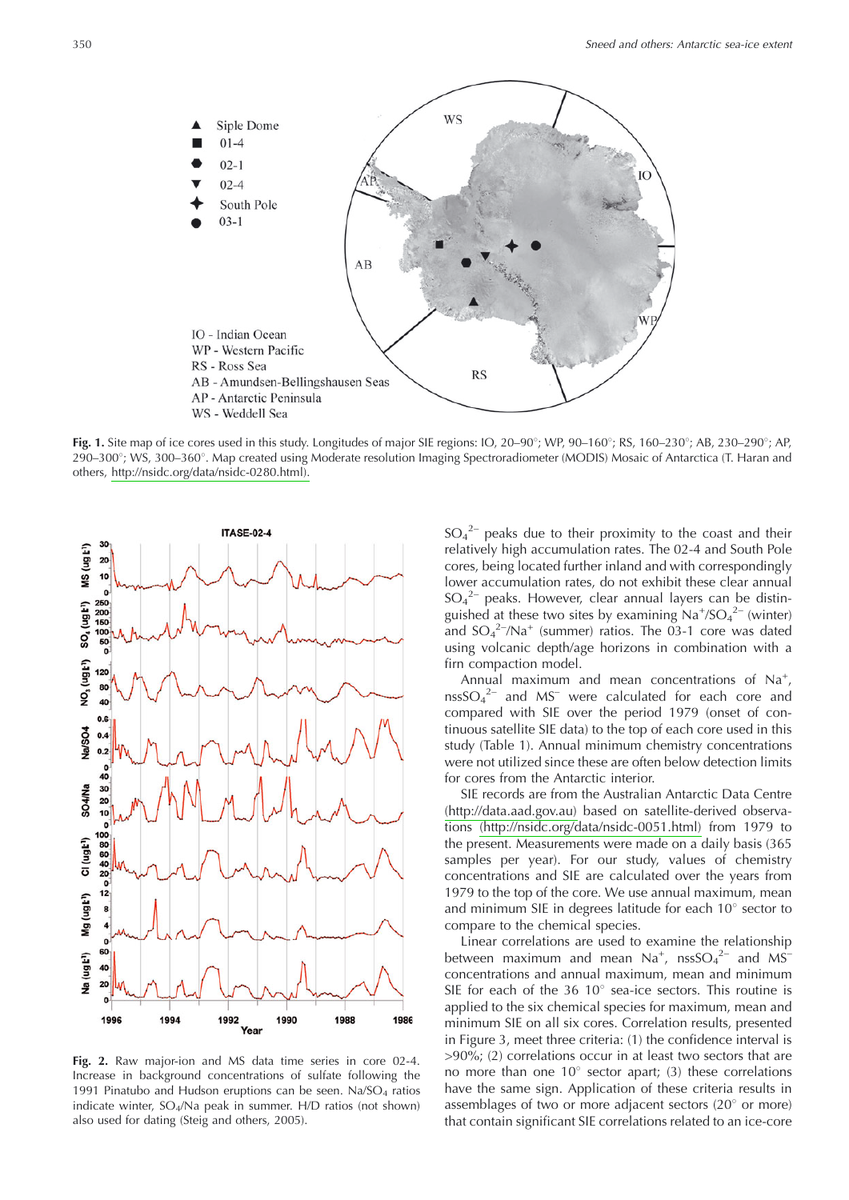**Fig. 1.** Site map of ice cores used in this study. Longitudes of major SIE regions: IO, 20–90°; WP, 90–160°; RS, 160–230°; AB, 230–290°; AP, 290–300°; WS, 300–360°. Map created using Moderate resolution Imaging Spectroradiometer (MODIS) Mosaic of Antarctica (T. Haran and others, http://nsidc.org/data/nsidc-0280.html).

**Fig. 2.** Raw major-ion and MS data time series in core 02-4. Increase in background concentrations of sulfate following the 1991 Pinatubo and Hudson eruptions can be seen. Na/SO$_4$ ratios indicate winter, SO$_4$/Na peak in summer. H/D ratios (not shown) also used for dating (Steig and others, 2005).

$SO_4^{2-}$ peaks due to their proximity to the coast and their relatively high accumulation rates. The 02-4 and South Pole cores, being located further inland and with correspondingly lower accumulation rates, do not exhibit these clear annual $SO_4^{2-}$ peaks. However, clear annual layers can be distinguished at these two sites by examining $Na^+/SO_4^{2-}$ (winter) and $SO_4^{2-}/Na^+$ (summer) ratios. The 03-1 core was dated using volcanic depth/age horizons in combination with a firn compaction model.

Annual maximum and mean concentrations of $Na^+$, $nssSO_4^{2-}$ and $MS^-$ were calculated for each core and compared with SIE over the period 1979 (onset of continuous satellite SIE data) to the top of each core used in this study (Table 1). Annual minimum chemistry concentrations were not utilized since these are often below detection limits for cores from the Antarctic interior.

SIE records are from the Australian Antarctic Data Centre (http://data.aad.gov.au) based on satellite-derived observations (http://nsidc.org/data/nsidc-0051.html) from 1979 to the present. Measurements were made on a daily basis (365 samples per year). For our study, values of chemistry concentrations and SIE are calculated over the years from 1979 to the top of the core. We use annual maximum, mean and minimum SIE in degrees latitude for each 10° sector to compare to the chemical species.

Linear correlations are used to examine the relationship between maximum and mean $Na^+$, $nssSO_4^{2-}$ and $MS^-$ concentrations and annual maximum, mean and minimum SIE for each of the 36 10° sea-ice sectors. This routine is applied to the six chemical species for maximum, mean and minimum SIE on all six cores. Correlation results, presented in Figure 3, meet three criteria: (1) the confidence interval is >90%; (2) correlations occur in at least two sectors that are no more than one 10° sector apart; (3) these correlations have the same sign. Application of these criteria results in assemblages of two or more adjacent sectors (20° or more) that contain significant SIE correlations related to an ice-core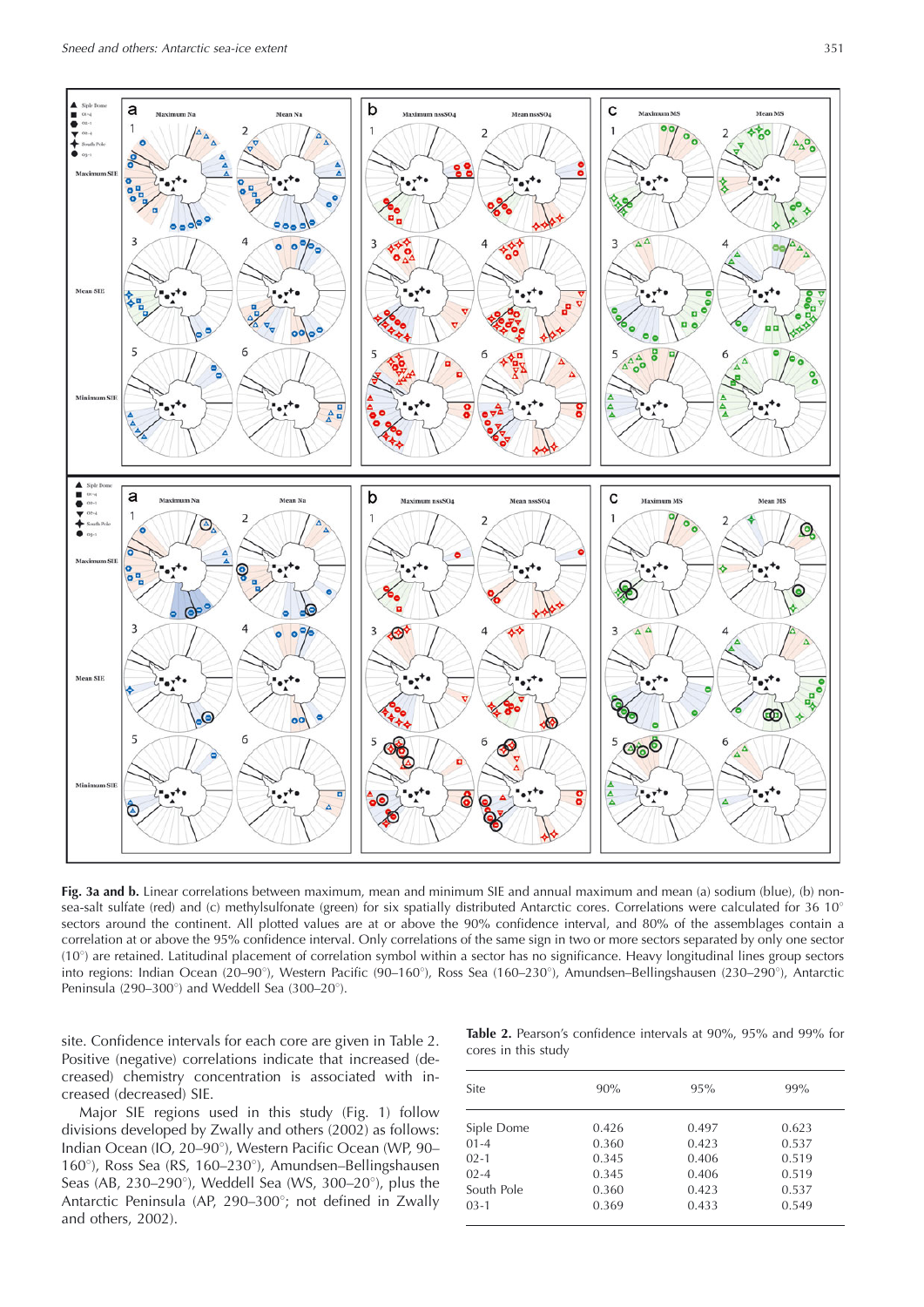**Fig. 3a and b.** Linear correlations between maximum, mean and minimum SIE and annual maximum and mean (a) sodium (blue), (b) non-sea-salt sulfate (red) and (c) methylsulfonate (green) for six spatially distributed Antarctic cores. Correlations were calculated for 36 10° sectors around the continent. All plotted values are at or above the 90% confidence interval, and 80% of the assemblages contain a correlation at or above the 95% confidence interval. Only correlations of the same sign in two or more sectors separated by only one sector (10°) are retained. Latitudinal placement of correlation symbol within a sector has no significance. Heavy longitudinal lines group sectors into regions: Indian Ocean (20–90°), Western Pacific (90–160°), Ross Sea (160–230°), Amundsen–Bellingshausen (230–290°), Antarctic Peninsula (290–300°) and Weddell Sea (300–20°).

site. Confidence intervals for each core are given in Table 2. Positive (negative) correlations indicate that increased (decreased) chemistry concentration is associated with increased (decreased) SIE.

Major SIE regions used in this study (Fig. 1) follow divisions developed by Zwally and others (2002) as follows: Indian Ocean (IO, 20–90°), Western Pacific Ocean (WP, 90–160°), Ross Sea (RS, 160–230°), Amundsen–Bellingshausen Seas (AB, 230–290°), Weddell Sea (WS, 300–20°), plus the Antarctic Peninsula (AP, 290–300°; not defined in Zwally and others, 2002).

**Table 2.** Pearson's confidence intervals at 90%, 95% and 99% for cores in this study

| Site | 90% | 95% | 99% |
|---|---|---|---|
| Siple Dome | 0.426 | 0.497 | 0.623 |
| 01-4 | 0.360 | 0.423 | 0.537 |
| 02-1 | 0.345 | 0.406 | 0.519 |
| 02-4 | 0.345 | 0.406 | 0.519 |
| South Pole | 0.360 | 0.423 | 0.537 |
| 03-1 | 0.369 | 0.433 | 0.549 |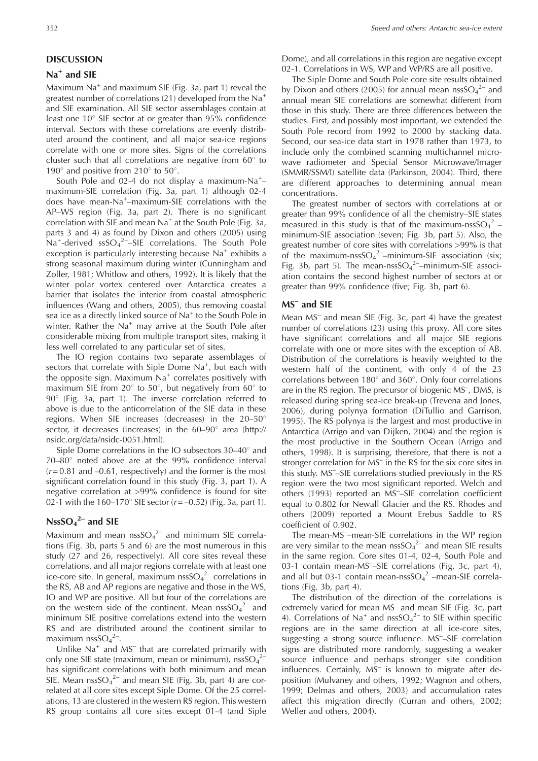## DISCUSSION

### $Na^+$ and SIE

Maximum $Na^+$ and maximum SIE (Fig. 3a, part 1) reveal the greatest number of correlations (21) developed from the $Na^+$ and SIE examination. All SIE sector assemblages contain at least one 10° SIE sector at or greater than 95% confidence interval. Sectors with these correlations are evenly distributed around the continent, and all major sea-ice regions correlate with one or more sites. Signs of the correlations cluster such that all correlations are negative from 60° to 190° and positive from 210° to 50°.

South Pole and 02-4 do not display a maximum-$Na^+$–maximum-SIE correlation (Fig. 3a, part 1) although 02-4 does have mean-$Na^+$–maximum-SIE correlations with the AP–WS region (Fig. 3a, part 2). There is no significant correlation with SIE and mean $Na^+$ at the South Pole (Fig. 3a, parts 3 and 4) as found by Dixon and others (2005) using $Na^+$-derived $ssSO_4^{2-}$–SIE correlations. The South Pole exception is particularly interesting because $Na^+$ exhibits a strong seasonal maximum during winter (Cunningham and Zoller, 1981; Whitlow and others, 1992). It is likely that the winter polar vortex centered over Antarctica creates a barrier that isolates the interior from coastal atmospheric influences (Wang and others, 2005), thus removing coastal sea ice as a directly linked source of $Na^+$ to the South Pole in winter. Rather the $Na^+$ may arrive at the South Pole after considerable mixing from multiple transport sites, making it less well correlated to any particular set of sites.

The IO region contains two separate assemblages of sectors that correlate with Siple Dome $Na^+$, but each with the opposite sign. Maximum $Na^+$ correlates positively with maximum SIE from 20° to 50°, but negatively from 60° to 90° (Fig. 3a, part 1). The inverse correlation referred to above is due to the anticorrelation of the SIE data in these regions. When SIE increases (decreases) in the 20–50° sector, it decreases (increases) in the 60–90° area (http://nsidc.org/data/nsidc-0051.html).

Siple Dome correlations in the IO subsectors 30–40° and 70–80° noted above are at the 99% confidence interval ($r = 0.81$ and $-0.61$, respectively) and the former is the most significant correlation found in this study (Fig. 3, part 1). A negative correlation at >99% confidence is found for site 02-1 with the 160–170° SIE sector ($r = -0.52$) (Fig. 3a, part 1).

### $NssSO_4^{2-}$ and SIE

Maximum and mean $nssSO_4^{2-}$ and minimum SIE correlations (Fig. 3b, parts 5 and 6) are the most numerous in this study (27 and 26, respectively). All core sites reveal these correlations, and all major regions correlate with at least one ice-core site. In general, maximum $nssSO_4^{2-}$ correlations in the RS, AB and AP regions are negative and those in the WS, IO and WP are positive. All but four of the correlations are on the western side of the continent. Mean $nssSO_4^{2-}$ and minimum SIE positive correlations extend into the western RS and are distributed around the continent similar to maximum $nssSO_4^{2-}$.

Unlike $Na^+$ and $MS^-$ that are correlated primarily with only one SIE state (maximum, mean or minimum), $nssSO_4^{2-}$ has significant correlations with both minimum and mean SIE. Mean $nssSO_4^{2-}$ and mean SIE (Fig. 3b, part 4) are correlated at all core sites except Siple Dome. Of the 25 correlations, 13 are clustered in the western RS region. This western RS group contains all core sites except 01-4 (and Siple Dome), and all correlations in this region are negative except 02-1. Correlations in WS, WP and WP/RS are all positive.

The Siple Dome and South Pole core site results obtained by Dixon and others (2005) for annual mean $nssSO_4^{2-}$ and annual mean SIE correlations are somewhat different from those in this study. There are three differences between the studies. First, and possibly most important, we extended the South Pole record from 1992 to 2000 by stacking data. Second, our sea-ice data start in 1978 rather than 1973, to include only the combined scanning multichannel microwave radiometer and Special Sensor Microwave/Imager (SMMR/SSM/I) satellite data (Parkinson, 2004). Third, there are different approaches to determining annual mean concentrations.

The greatest number of sectors with correlations at or greater than 99% confidence of all the chemistry–SIE states measured in this study is that of the maximum-$nssSO_4^{2-}$–minimum-SIE association (seven; Fig. 3b, part 5). Also, the greatest number of core sites with correlations >99% is that of the maximum-$nssSO_4^{2-}$–minimum-SIE association (six; Fig. 3b, part 5). The mean-$nssSO_4^{2-}$–minimum-SIE association contains the second highest number of sectors at or greater than 99% confidence (five; Fig. 3b, part 6).

### $MS^-$ and SIE

Mean $MS^-$ and mean SIE (Fig. 3c, part 4) have the greatest number of correlations (23) using this proxy. All core sites have significant correlations and all major SIE regions correlate with one or more sites with the exception of AB. Distribution of the correlations is heavily weighted to the western half of the continent, with only 4 of the 23 correlations between 180° and 360°. Only four correlations are in the RS region. The precursor of biogenic $MS^-$, DMS, is released during spring sea-ice break-up (Trevena and Jones, 2006), during polynya formation (DiTullio and Garrison, 1995). The RS polynya is the largest and most productive in Antarctica (Arrigo and van Dijken, 2004) and the region is the most productive in the Southern Ocean (Arrigo and others, 1998). It is surprising, therefore, that there is not a stronger correlation for $MS^-$ in the RS for the six core sites in this study. $MS^-$–SIE correlations studied previously in the RS region were the two most significant reported. Welch and others (1993) reported an $MS^-$–SIE correlation coefficient equal to 0.802 for Newall Glacier and the RS. Rhodes and others (2009) reported a Mount Erebus Saddle to RS coefficient of 0.902.

The mean-$MS^-$–mean-SIE correlations in the WP region are very similar to the mean $nssSO_4^{2-}$ and mean SIE results in the same region. Core sites 01-4, 02-4, South Pole and 03-1 contain mean-$MS^-$–SIE correlations (Fig. 3c, part 4), and all but 03-1 contain mean-$nssSO_4^{2-}$–mean-SIE correlations (Fig. 3b, part 4).

The distribution of the direction of the correlations is extremely varied for mean $MS^-$ and mean SIE (Fig. 3c, part 4). Correlations of $Na^+$ and $nssSO_4^{2-}$ to SIE within specific regions are in the same direction at all ice-core sites, suggesting a strong source influence. $MS^-$–SIE correlation signs are distributed more randomly, suggesting a weaker source influence and perhaps stronger site condition influences. Certainly, $MS^-$ is known to migrate after deposition (Mulvaney and others, 1992; Wagnon and others, 1999; Delmas and others, 2003) and accumulation rates affect this migration directly (Curran and others, 2002; Weller and others, 2004).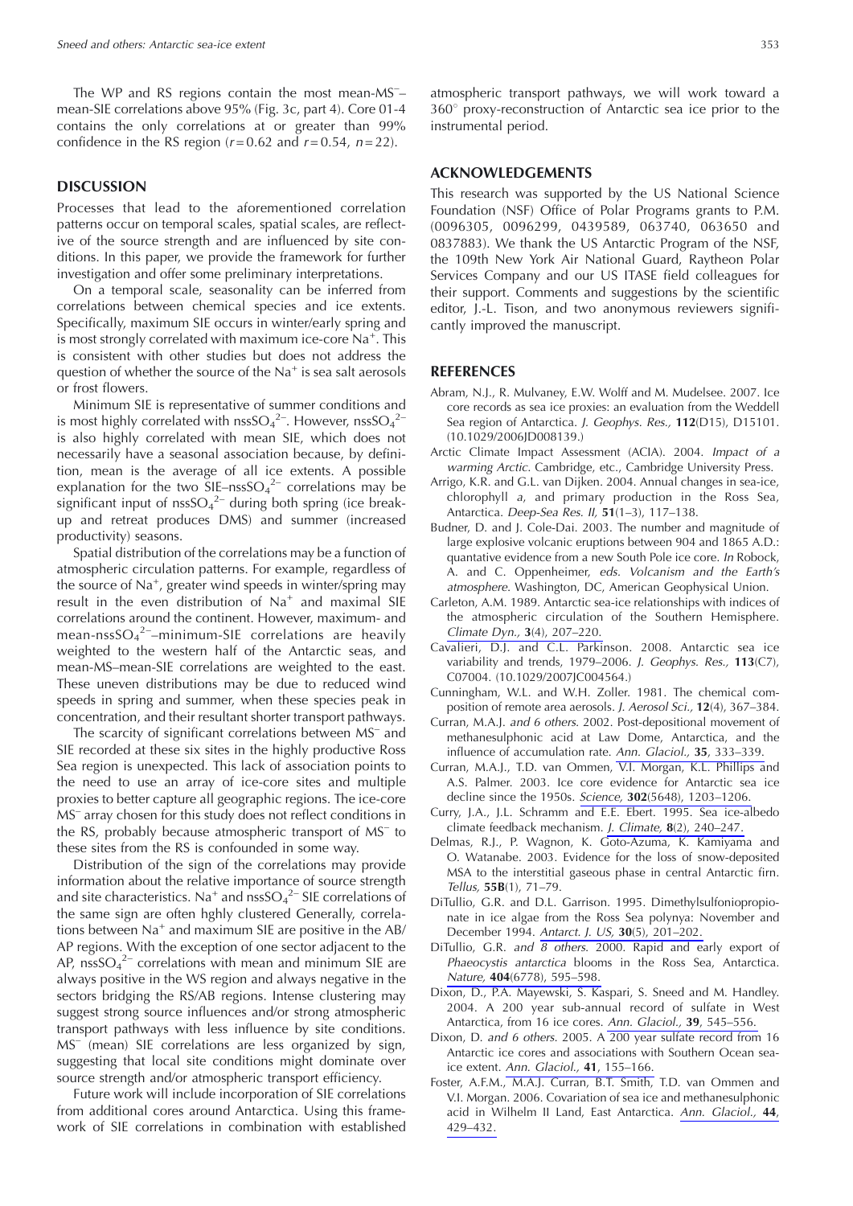The WP and RS regions contain the most mean-$MS^-$–mean-SIE correlations above 95% (Fig. 3c, part 4). Core 01-4 contains the only correlations at or greater than 99% confidence in the RS region ($r = 0.62$ and $r = 0.54$, $n = 22$).

## DISCUSSION

Processes that lead to the aforementioned correlation patterns occur on temporal scales, spatial scales, are reflective of the source strength and are influenced by site conditions. In this paper, we provide the framework for further investigation and offer some preliminary interpretations.

On a temporal scale, seasonality can be inferred from correlations between chemical species and ice extents. Specifically, maximum SIE occurs in winter/early spring and is most strongly correlated with maximum ice-core $Na^+$. This is consistent with other studies but does not address the question of whether the source of the $Na^+$ is sea salt aerosols or frost flowers.

Minimum SIE is representative of summer conditions and is most highly correlated with $nssSO_4^{2-}$. However, $nssSO_4^{2-}$ is also highly correlated with mean SIE, which does not necessarily have a seasonal association because, by definition, mean is the average of all ice extents. A possible explanation for the two SIE–$nssSO_4^{2-}$ correlations may be significant input of $nssSO_4^{2-}$ during both spring (ice break-up and retreat produces DMS) and summer (increased productivity) seasons.

Spatial distribution of the correlations may be a function of atmospheric circulation patterns. For example, regardless of the source of $Na^+$, greater wind speeds in winter/spring may result in the even distribution of $Na^+$ and maximal SIE correlations around the continent. However, maximum- and mean-$nssSO_4^{2-}$–minimum-SIE correlations are heavily weighted to the western half of the Antarctic seas, and mean-MS–mean-SIE correlations are weighted to the east. These uneven distributions may be due to reduced wind speeds in spring and summer, when these species peak in concentration, and their resultant shorter transport pathways.

The scarcity of significant correlations between $MS^-$ and SIE recorded at these six sites in the highly productive Ross Sea region is unexpected. This lack of association points to the need to use an array of ice-core sites and multiple proxies to better capture all geographic regions. The ice-core $MS^-$ array chosen for this study does not reflect conditions in the RS, probably because atmospheric transport of $MS^-$ to these sites from the RS is confounded in some way.

Distribution of the sign of the correlations may provide information about the relative importance of source strength and site characteristics. $Na^+$ and $nssSO_4^{2-}$ SIE correlations of the same sign are often hghly clustered Generally, correlations between $Na^+$ and maximum SIE are positive in the AB/AP regions. With the exception of one sector adjacent to the AP, $nssSO_4^{2-}$ correlations with mean and minimum SIE are always positive in the WS region and always negative in the sectors bridging the RS/AB regions. Intense clustering may suggest strong source influences and/or strong atmospheric transport pathways with less influence by site conditions. $MS^-$ (mean) SIE correlations are less organized by sign, suggesting that local site conditions might dominate over source strength and/or atmospheric transport efficiency.

Future work will include incorporation of SIE correlations from additional cores around Antarctica. Using this framework of SIE correlations in combination with established atmospheric transport pathways, we will work toward a 360° proxy-reconstruction of Antarctic sea ice prior to the instrumental period.

## ACKNOWLEDGEMENTS

This research was supported by the US National Science Foundation (NSF) Office of Polar Programs grants to P.M. (0096305, 0096299, 0439589, 063740, 063650 and 0837883). We thank the US Antarctic Program of the NSF, the 109th New York Air National Guard, Raytheon Polar Services Company and our US ITASE field colleagues for their support. Comments and suggestions by the scientific editor, J.-L. Tison, and two anonymous reviewers significantly improved the manuscript.

## REFERENCES

Abram, N.J., R. Mulvaney, E.W. Wolff and M. Mudelsee. 2007. Ice core records as sea ice proxies: an evaluation from the Weddell Sea region of Antarctica. *J. Geophys. Res.,* **112**(D15), D15101. (10.1029/2006JD008139.)

Arctic Climate Impact Assessment (ACIA). 2004. *Impact of a warming Arctic.* Cambridge, etc., Cambridge University Press.

Arrigo, K.R. and G.L. van Dijken. 2004. Annual changes in sea-ice, chlorophyll *a*, and primary production in the Ross Sea, Antarctica. *Deep-Sea Res. II,* **51**(1–3), 117–138.

Budner, D. and J. Cole-Dai. 2003. The number and magnitude of large explosive volcanic eruptions between 904 and 1865 A.D.: quantative evidence from a new South Pole ice core. *In* Robock, A. and C. Oppenheimer, *eds. Volcanism and the Earth's atmosphere.* Washington, DC, American Geophysical Union.

Carleton, A.M. 1989. Antarctic sea-ice relationships with indices of the atmospheric circulation of the Southern Hemisphere. *Climate Dyn.,* **3**(4), 207–220.

Cavalieri, D.J. and C.L. Parkinson. 2008. Antarctic sea ice variability and trends, 1979–2006. *J. Geophys. Res.,* **113**(C7), C07004. (10.1029/2007JC004564.)

Cunningham, W.L. and W.H. Zoller. 1981. The chemical composition of remote area aerosols. *J. Aerosol Sci.,* **12**(4), 367–384.

Curran, M.A.J. *and 6 others.* 2002. Post-depositional movement of methanesulphonic acid at Law Dome, Antarctica, and the influence of accumulation rate. *Ann. Glaciol.,* **35**, 333–339.

Curran, M.A.J., T.D. van Ommen, V.I. Morgan, K.L. Phillips and A.S. Palmer. 2003. Ice core evidence for Antarctic sea ice decline since the 1950s. *Science,* **302**(5648), 1203–1206.

Curry, J.A., J.L. Schramm and E.E. Ebert. 1995. Sea ice-albedo climate feedback mechanism. *J. Climate,* **8**(2), 240–247.

Delmas, R.J., P. Wagnon, K. Goto-Azuma, K. Kamiyama and O. Watanabe. 2003. Evidence for the loss of snow-deposited MSA to the interstitial gaseous phase in central Antarctic firn. *Tellus,* **55B**(1), 71–79.

DiTullio, G.R. and D.L. Garrison. 1995. Dimethylsulfoniopropionate in ice algae from the Ross Sea polynya: November and December 1994. *Antarct. J. US,* **30**(5), 201–202.

DiTullio, G.R. *and 8 others.* 2000. Rapid and early export of *Phaeocystis antarctica* blooms in the Ross Sea, Antarctica. *Nature,* **404**(6778), 595–598.

Dixon, D., P.A. Mayewski, S. Kaspari, S. Sneed and M. Handley. 2004. A 200 year sub-annual record of sulfate in West Antarctica, from 16 ice cores. *Ann. Glaciol.,* **39**, 545–556.

Dixon, D. *and 6 others.* 2005. A 200 year sulfate record from 16 Antarctic ice cores and associations with Southern Ocean sea-ice extent. *Ann. Glaciol.,* **41**, 155–166.

Foster, A.F.M., M.A.J. Curran, B.T. Smith, T.D. van Ommen and V.I. Morgan. 2006. Covariation of sea ice and methanesulphonic acid in Wilhelm II Land, East Antarctica. *Ann. Glaciol.,* **44**, 429–432.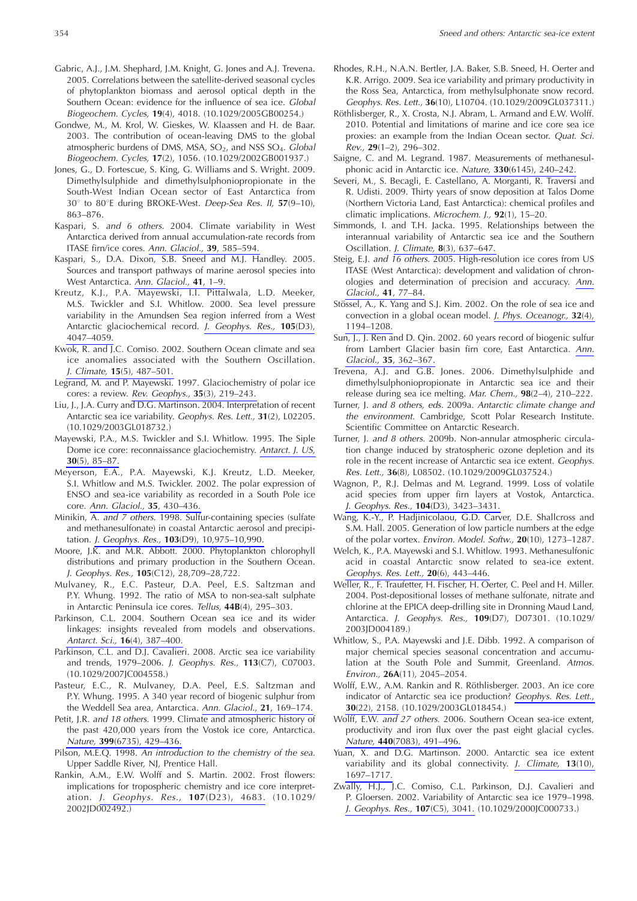Gabric, A.J., J.M. Shephard, J.M. Knight, G. Jones and A.J. Trevena. 2005. Correlations between the satellite-derived seasonal cycles of phytoplankton biomass and aerosol optical depth in the Southern Ocean: evidence for the influence of sea ice. *Global Biogeochem. Cycles,* **19**(4), 4018. (10.1029/2005GB00254.)

Gondwe, M., M. Krol, W. Gieskes, W. Klaassen and H. de Baar. 2003. The contribution of ocean-leaving DMS to the global atmospheric burdens of DMS, MSA, $SO_2$, and NSS $SO_4$. *Global Biogeochem. Cycles,* **17**(2), 1056. (10.1029/2002GB001937.)

Jones, G., D. Fortescue, S. King, G. Williams and S. Wright. 2009. Dimethylsulphide and dimethylsulphoniopropionate in the South-West Indian Ocean sector of East Antarctica from 30° to 80°E during BROKE-West. *Deep-Sea Res. II,* **57**(9–10), 863–876.

Kaspari, S. *and 6 others.* 2004. Climate variability in West Antarctica derived from annual accumulation-rate records from ITASE firn/ice cores. *Ann. Glaciol.,* **39**, 585–594.

Kaspari, S., D.A. Dixon, S.B. Sneed and M.J. Handley. 2005. Sources and transport pathways of marine aerosol species into West Antarctica. *Ann. Glaciol.,* **41**, 1–9.

Kreutz, K.J., P.A. Mayewski, I.I. Pittalwala, L.D. Meeker, M.S. Twickler and S.I. Whitlow. 2000. Sea level pressure variability in the Amundsen Sea region inferred from a West Antarctic glaciochemical record. *J. Geophys. Res.,* **105**(D3), 4047–4059.

Kwok, R. and J.C. Comiso. 2002. Southern Ocean climate and sea ice anomalies associated with the Southern Oscillation. *J. Climate,* **15**(5), 487–501.

Legrand, M. and P. Mayewski. 1997. Glaciochemistry of polar ice cores: a review. *Rev. Geophys.,* **35**(3), 219–243.

Liu, J., J.A. Curry and D.G. Martinson. 2004. Interpretation of recent Antarctic sea ice variability. *Geophys. Res. Lett.,* **31**(2), L02205. (10.1029/2003GL018732.)

Mayewski, P.A., M.S. Twickler and S.I. Whitlow. 1995. The Siple Dome ice core: reconnaissance glaciochemistry. *Antarct. J. US,* **30**(5), 85–87.

Meyerson, E.A., P.A. Mayewski, K.J. Kreutz, L.D. Meeker, S.I. Whitlow and M.S. Twickler. 2002. The polar expression of ENSO and sea-ice variability as recorded in a South Pole ice core. *Ann. Glaciol.,* **35**, 430–436.

Minikin, A. *and 7 others.* 1998. Sulfur-containing species (sulfate and methanesulfonate) in coastal Antarctic aerosol and precipitation. *J. Geophys. Res.,* **103**(D9), 10,975–10,990.

Moore, J.K. and M.R. Abbott. 2000. Phytoplankton chlorophyll distributions and primary production in the Southern Ocean. *J. Geophys. Res.,* **105**(C12), 28,709–28,722.

Mulvaney, R., E.C. Pasteur, D.A. Peel, E.S. Saltzman and P.Y. Whung. 1992. The ratio of MSA to non-sea-salt sulphate in Antarctic Peninsula ice cores. *Tellus,* **44B**(4), 295–303.

Parkinson, C.L. 2004. Southern Ocean sea ice and its wider linkages: insights revealed from models and observations. *Antarct. Sci.,* **16**(4), 387–400.

Parkinson, C.L. and D.J. Cavalieri. 2008. Arctic sea ice variability and trends, 1979–2006. *J. Geophys. Res.,* **113**(C7), C07003. (10.1029/2007JC004558.)

Pasteur, E.C., R. Mulvaney, D.A. Peel, E.S. Saltzman and P.Y. Whung. 1995. A 340 year record of biogenic sulphur from the Weddell Sea area, Antarctica. *Ann. Glaciol.,* **21**, 169–174.

Petit, J.R. *and 18 others.* 1999. Climate and atmospheric history of the past 420,000 years from the Vostok ice core, Antarctica. *Nature,* **399**(6735), 429–436.

Pilson, M.E.Q. 1998. *An introduction to the chemistry of the sea.* Upper Saddle River, NJ, Prentice Hall.

Rankin, A.M., E.W. Wolff and S. Martin. 2002. Frost flowers: implications for tropospheric chemistry and ice core interpretation. *J. Geophys. Res.,* **107**(D23), 4683. (10.1029/2002JD002492.)

Rhodes, R.H., N.A.N. Bertler, J.A. Baker, S.B. Sneed, H. Oerter and K.R. Arrigo. 2009. Sea ice variability and primary productivity in the Ross Sea, Antarctica, from methylsulphonate snow record. *Geophys. Res. Lett.,* **36**(10), L10704. (10.1029/2009GL037311.)

Röthlisberger, R., X. Crosta, N.J. Abram, L. Armand and E.W. Wolff. 2010. Potential and limitations of marine and ice core sea ice proxies: an example from the Indian Ocean sector. *Quat. Sci. Rev.,* **29**(1–2), 296–302.

Saigne, C. and M. Legrand. 1987. Measurements of methanesulphonic acid in Antarctic ice. *Nature,* **330**(6145), 240–242.

Severi, M., S. Becagli, E. Castellano, A. Morganti, R. Traversi and R. Udisti. 2009. Thirty years of snow deposition at Talos Dome (Northern Victoria Land, East Antarctica): chemical profiles and climatic implications. *Microchem. J.,* **92**(1), 15–20.

Simmonds, I. and T.H. Jacka. 1995. Relationships between the interannual variability of Antarctic sea ice and the Southern Oscillation. *J. Climate,* **8**(3), 637–647.

Steig, E.J. *and 16 others.* 2005. High-resolution ice cores from US ITASE (West Antarctica): development and validation of chronologies and determination of precision and accuracy. *Ann. Glaciol.,* **41**, 77–84.

Stössel, A., K. Yang and S.J. Kim. 2002. On the role of sea ice and convection in a global ocean model. *J. Phys. Oceanogr.,* **32**(4), 1194–1208.

Sun, J., J. Ren and D. Qin. 2002. 60 years record of biogenic sulfur from Lambert Glacier basin firn core, East Antarctica. *Ann. Glaciol.,* **35**, 362–367.

Trevena, A.J. and G.B. Jones. 2006. Dimethylsulphide and dimethylsulphoniopropionate in Antarctic sea ice and their release during sea ice melting. *Mar. Chem.,* **98**(2–4), 210–222.

Turner, J. *and 8 others, eds.* 2009a. *Antarctic climate change and the environment.* Cambridge, Scott Polar Research Institute. Scientific Committee on Antarctic Research.

Turner, J. *and 8 others.* 2009b. Non-annular atmospheric circulation change induced by stratospheric ozone depletion and its role in the recent increase of Antarctic sea ice extent. *Geophys. Res. Lett.,* **36**(8), L08502. (10.1029/2009GL037524.)

Wagnon, P., R.J. Delmas and M. Legrand. 1999. Loss of volatile acid species from upper firn layers at Vostok, Antarctica. *J. Geophys. Res.,* **104**(D3), 3423–3431.

Wang, K.-Y., P. Hadjinicolaou, G.D. Carver, D.E. Shallcross and S.M. Hall. 2005. Generation of low particle numbers at the edge of the polar vortex. *Environ. Model. Softw.,* **20**(10), 1273–1287.

Welch, K., P.A. Mayewski and S.I. Whitlow. 1993. Methanesulfonic acid in coastal Antarctic snow related to sea-ice extent. *Geophys. Res. Lett.,* **20**(6), 443–446.

Weller, R., F. Traufetter, H. Fischer, H. Oerter, C. Peel and H. Miller. 2004. Post-depositional losses of methane sulfonate, nitrate and chlorine at the EPICA deep-drilling site in Dronning Maud Land, Antarctica. *J. Geophys. Res.,* **109**(D7), D07301. (10.1029/2003JD004189.)

Whitlow, S., P.A. Mayewski and J.E. Dibb. 1992. A comparison of major chemical species seasonal concentration and accumulation at the South Pole and Summit, Greenland. *Atmos. Environ.,* **26A**(11), 2045–2054.

Wolff, E.W., A.M. Rankin and R. Röthlisberger. 2003. An ice core indicator of Antarctic sea ice production? *Geophys. Res. Lett.,* **30**(22), 2158. (10.1029/2003GL018454.)

Wolff, E.W. *and 27 others.* 2006. Southern Ocean sea-ice extent, productivity and iron flux over the past eight glacial cycles. *Nature,* **440**(7083), 491–496.

Yuan, X. and D.G. Martinson. 2000. Antarctic sea ice extent variability and its global connectivity. *J. Climate,* **13**(10), 1697–1717.

Zwally, H.J., J.C. Comiso, C.L. Parkinson, D.J. Cavalieri and P. Gloersen. 2002. Variability of Antarctic sea ice 1979–1998. *J. Geophys. Res.,* **107**(C5), 3041. (10.1029/2000JC000733.)